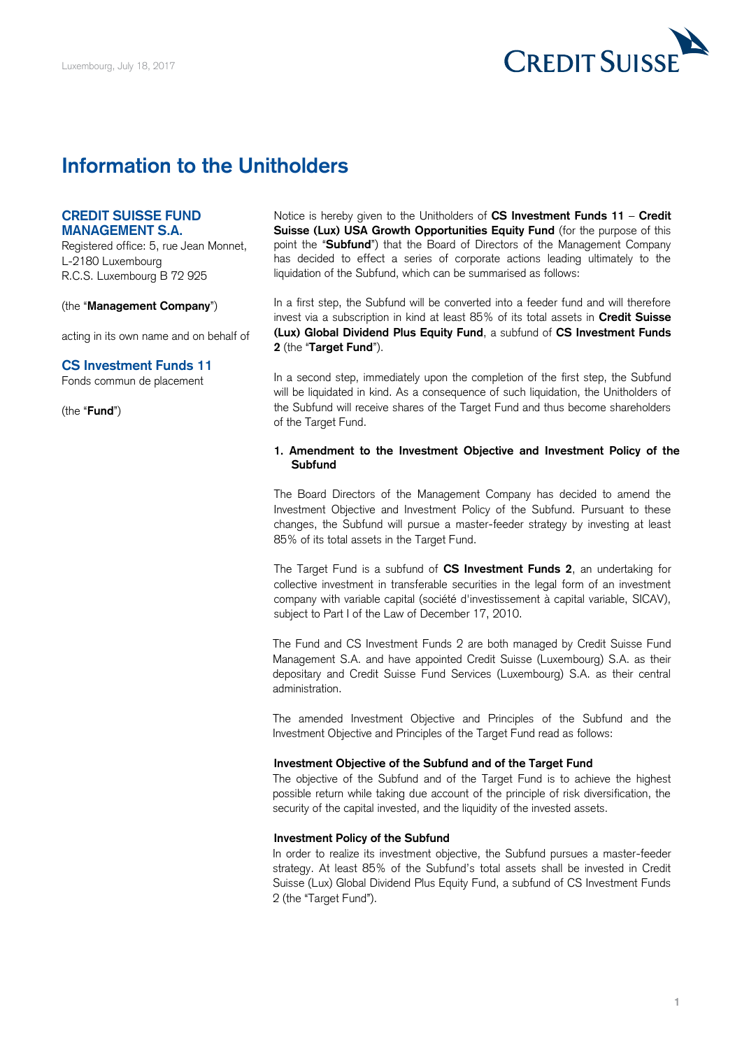Luxembourg, July 18, 2017

# Information to the Unitholders

**CREDIT SUISSE FUND MANAGEMENT S.A.**
Registered office: 5, rue Jean Monnet, L-2180 Luxembourg
R.C.S. Luxembourg B 72 925

(the "**Management Company**")

acting in its own name and on behalf of

**CS Investment Funds 11**
Fonds commun de placement

(the "**Fund**")

Notice is hereby given to the Unitholders of **CS Investment Funds 11** – **Credit Suisse (Lux) USA Growth Opportunities Equity Fund** (for the purpose of this point the "**Subfund**") that the Board of Directors of the Management Company has decided to effect a series of corporate actions leading ultimately to the liquidation of the Subfund, which can be summarised as follows:

In a first step, the Subfund will be converted into a feeder fund and will therefore invest via a subscription in kind at least 85% of its total assets in **Credit Suisse (Lux) Global Dividend Plus Equity Fund**, a subfund of **CS Investment Funds 2** (the "**Target Fund**").

In a second step, immediately upon the completion of the first step, the Subfund will be liquidated in kind. As a consequence of such liquidation, the Unitholders of the Subfund will receive shares of the Target Fund and thus become shareholders of the Target Fund.

## 1. Amendment to the Investment Objective and Investment Policy of the Subfund

The Board Directors of the Management Company has decided to amend the Investment Objective and Investment Policy of the Subfund. Pursuant to these changes, the Subfund will pursue a master-feeder strategy by investing at least 85% of its total assets in the Target Fund.

The Target Fund is a subfund of **CS Investment Funds 2**, an undertaking for collective investment in transferable securities in the legal form of an investment company with variable capital (société d'investissement à capital variable, SICAV), subject to Part I of the Law of December 17, 2010.

The Fund and CS Investment Funds 2 are both managed by Credit Suisse Fund Management S.A. and have appointed Credit Suisse (Luxembourg) S.A. as their depositary and Credit Suisse Fund Services (Luxembourg) S.A. as their central administration.

The amended Investment Objective and Principles of the Subfund and the Investment Objective and Principles of the Target Fund read as follows:

**Investment Objective of the Subfund and of the Target Fund**
The objective of the Subfund and of the Target Fund is to achieve the highest possible return while taking due account of the principle of risk diversification, the security of the capital invested, and the liquidity of the invested assets.

**Investment Policy of the Subfund**
In order to realize its investment objective, the Subfund pursues a master-feeder strategy. At least 85% of the Subfund's total assets shall be invested in Credit Suisse (Lux) Global Dividend Plus Equity Fund, a subfund of CS Investment Funds 2 (the "Target Fund").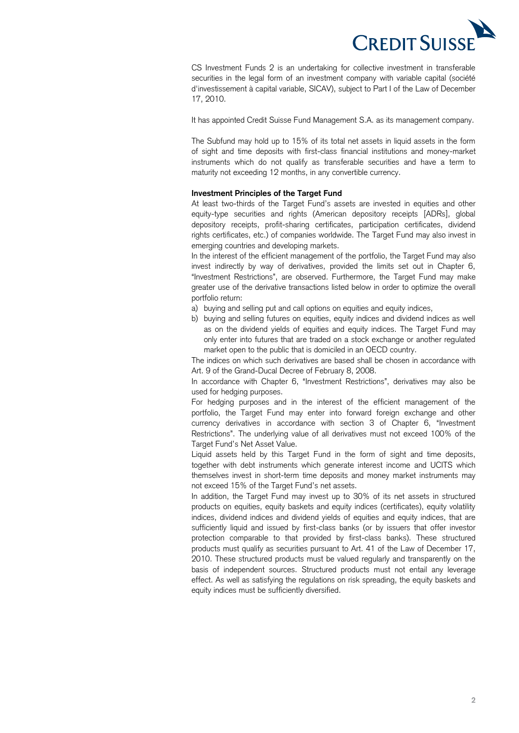CS Investment Funds 2 is an undertaking for collective investment in transferable securities in the legal form of an investment company with variable capital (société d'investissement à capital variable, SICAV), subject to Part I of the Law of December 17, 2010.

It has appointed Credit Suisse Fund Management S.A. as its management company.

The Subfund may hold up to 15% of its total net assets in liquid assets in the form of sight and time deposits with first-class financial institutions and money-market instruments which do not qualify as transferable securities and have a term to maturity not exceeding 12 months, in any convertible currency.

**Investment Principles of the Target Fund**

At least two-thirds of the Target Fund's assets are invested in equities and other equity-type securities and rights (American depository receipts [ADRs], global depository receipts, profit-sharing certificates, participation certificates, dividend rights certificates, etc.) of companies worldwide. The Target Fund may also invest in emerging countries and developing markets.

In the interest of the efficient management of the portfolio, the Target Fund may also invest indirectly by way of derivatives, provided the limits set out in Chapter 6, "Investment Restrictions", are observed. Furthermore, the Target Fund may make greater use of the derivative transactions listed below in order to optimize the overall portfolio return:

a) buying and selling put and call options on equities and equity indices,
b) buying and selling futures on equities, equity indices and dividend indices as well as on the dividend yields of equities and equity indices. The Target Fund may only enter into futures that are traded on a stock exchange or another regulated market open to the public that is domiciled in an OECD country.

The indices on which such derivatives are based shall be chosen in accordance with Art. 9 of the Grand-Ducal Decree of February 8, 2008.

In accordance with Chapter 6, "Investment Restrictions", derivatives may also be used for hedging purposes.

For hedging purposes and in the interest of the efficient management of the portfolio, the Target Fund may enter into forward foreign exchange and other currency derivatives in accordance with section 3 of Chapter 6, "Investment Restrictions". The underlying value of all derivatives must not exceed 100% of the Target Fund's Net Asset Value.

Liquid assets held by this Target Fund in the form of sight and time deposits, together with debt instruments which generate interest income and UCITS which themselves invest in short-term time deposits and money market instruments may not exceed 15% of the Target Fund's net assets.

In addition, the Target Fund may invest up to 30% of its net assets in structured products on equities, equity baskets and equity indices (certificates), equity volatility indices, dividend indices and dividend yields of equities and equity indices, that are sufficiently liquid and issued by first-class banks (or by issuers that offer investor protection comparable to that provided by first-class banks). These structured products must qualify as securities pursuant to Art. 41 of the Law of December 17, 2010. These structured products must be valued regularly and transparently on the basis of independent sources. Structured products must not entail any leverage effect. As well as satisfying the regulations on risk spreading, the equity baskets and equity indices must be sufficiently diversified.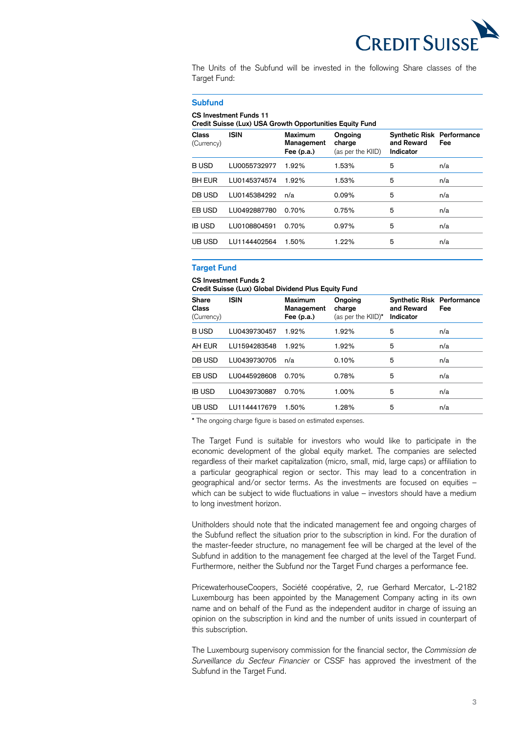The Units of the Subfund will be invested in the following Share classes of the Target Fund:

## Subfund

**CS Investment Funds 11**
**Credit Suisse (Lux) USA Growth Opportunities Equity Fund**

| **Class** (Currency) | **ISIN** | **Maximum Management Fee (p.a.)** | **Ongoing charge** (as per the KIID) | **Synthetic Risk and Reward Indicator** | **Performance Fee** |
|---|---|---|---|---|---|
| B USD | LU0055732977 | 1.92% | 1.53% | 5 | n/a |
| BH EUR | LU0145374574 | 1.92% | 1.53% | 5 | n/a |
| DB USD | LU0145384292 | n/a | 0.09% | 5 | n/a |
| EB USD | LU0492887780 | 0.70% | 0.75% | 5 | n/a |
| IB USD | LU0108804591 | 0.70% | 0.97% | 5 | n/a |
| UB USD | LU1144402564 | 1.50% | 1.22% | 5 | n/a |

## Target Fund

**CS Investment Funds 2**
**Credit Suisse (Lux) Global Dividend Plus Equity Fund**

| **Share Class** (Currency) | **ISIN** | **Maximum Management Fee (p.a.)** | **Ongoing charge** (as per the KIID)* | **Synthetic Risk and Reward Indicator** | **Performance Fee** |
|---|---|---|---|---|---|
| B USD | LU0439730457 | 1.92% | 1.92% | 5 | n/a |
| AH EUR | LU1594283548 | 1.92% | 1.92% | 5 | n/a |
| DB USD | LU0439730705 | n/a | 0.10% | 5 | n/a |
| EB USD | LU0445928608 | 0.70% | 0.78% | 5 | n/a |
| IB USD | LU0439730887 | 0.70% | 1.00% | 5 | n/a |
| UB USD | LU1144417679 | 1.50% | 1.28% | 5 | n/a |

**\*** The ongoing charge figure is based on estimated expenses.

The Target Fund is suitable for investors who would like to participate in the economic development of the global equity market. The companies are selected regardless of their market capitalization (micro, small, mid, large caps) or affiliation to a particular geographical region or sector. This may lead to a concentration in geographical and/or sector terms. As the investments are focused on equities – which can be subject to wide fluctuations in value – investors should have a medium to long investment horizon.

Unitholders should note that the indicated management fee and ongoing charges of the Subfund reflect the situation prior to the subscription in kind. For the duration of the master-feeder structure, no management fee will be charged at the level of the Subfund in addition to the management fee charged at the level of the Target Fund. Furthermore, neither the Subfund nor the Target Fund charges a performance fee.

PricewaterhouseCoopers, Société coopérative, 2, rue Gerhard Mercator, L-2182 Luxembourg has been appointed by the Management Company acting in its own name and on behalf of the Fund as the independent auditor in charge of issuing an opinion on the subscription in kind and the number of units issued in counterpart of this subscription.

The Luxembourg supervisory commission for the financial sector, the *Commission de Surveillance du Secteur Financier* or CSSF has approved the investment of the Subfund in the Target Fund.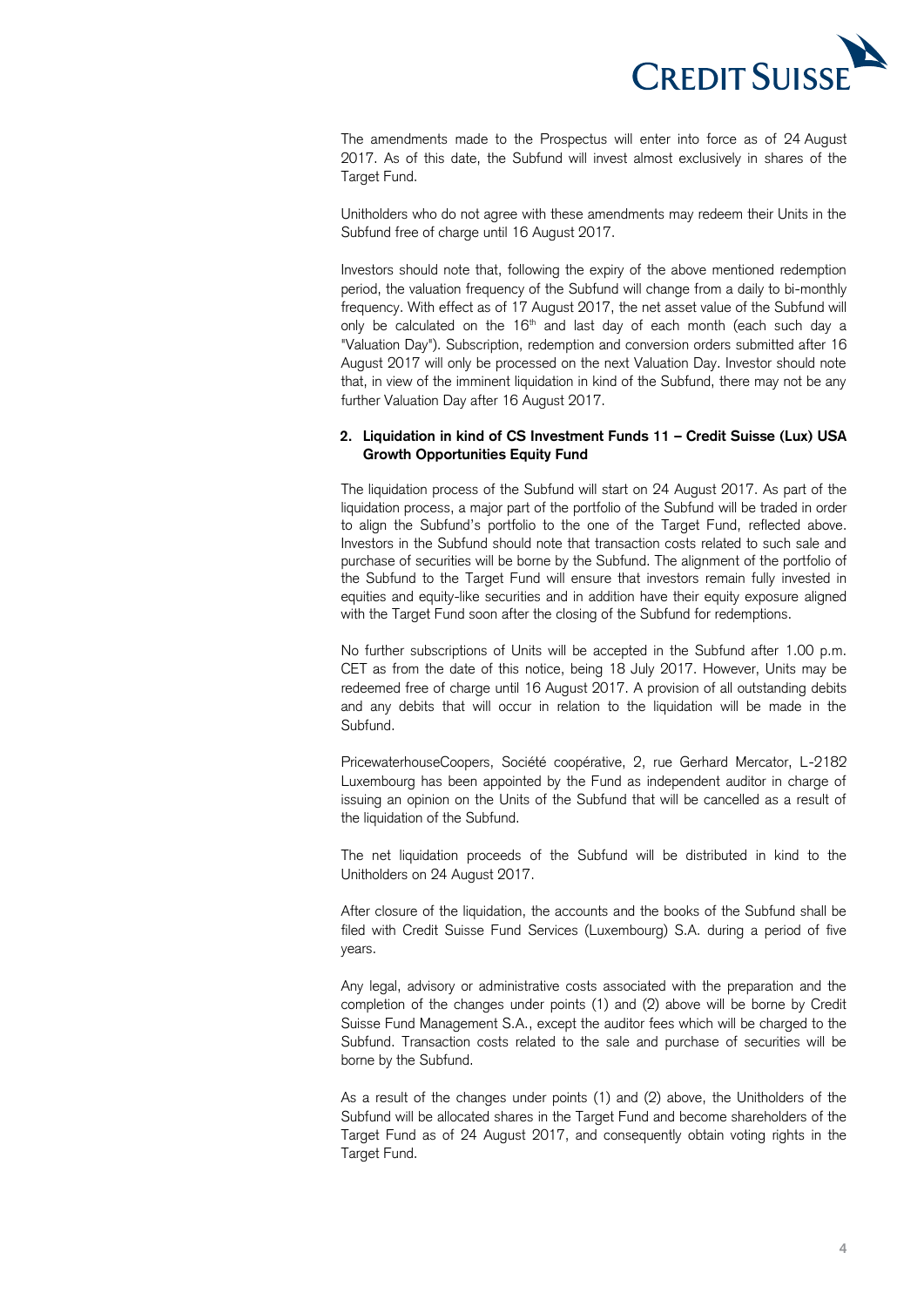The amendments made to the Prospectus will enter into force as of 24 August 2017. As of this date, the Subfund will invest almost exclusively in shares of the Target Fund.

Unitholders who do not agree with these amendments may redeem their Units in the Subfund free of charge until 16 August 2017.

Investors should note that, following the expiry of the above mentioned redemption period, the valuation frequency of the Subfund will change from a daily to bi-monthly frequency. With effect as of 17 August 2017, the net asset value of the Subfund will only be calculated on the 16th and last day of each month (each such day a "Valuation Day"). Subscription, redemption and conversion orders submitted after 16 August 2017 will only be processed on the next Valuation Day. Investor should note that, in view of the imminent liquidation in kind of the Subfund, there may not be any further Valuation Day after 16 August 2017.

**2. Liquidation in kind of CS Investment Funds 11 – Credit Suisse (Lux) USA Growth Opportunities Equity Fund**

The liquidation process of the Subfund will start on 24 August 2017. As part of the liquidation process, a major part of the portfolio of the Subfund will be traded in order to align the Subfund's portfolio to the one of the Target Fund, reflected above. Investors in the Subfund should note that transaction costs related to such sale and purchase of securities will be borne by the Subfund. The alignment of the portfolio of the Subfund to the Target Fund will ensure that investors remain fully invested in equities and equity-like securities and in addition have their equity exposure aligned with the Target Fund soon after the closing of the Subfund for redemptions.

No further subscriptions of Units will be accepted in the Subfund after 1.00 p.m. CET as from the date of this notice, being 18 July 2017. However, Units may be redeemed free of charge until 16 August 2017. A provision of all outstanding debits and any debits that will occur in relation to the liquidation will be made in the Subfund.

PricewaterhouseCoopers, Société coopérative, 2, rue Gerhard Mercator, L-2182 Luxembourg has been appointed by the Fund as independent auditor in charge of issuing an opinion on the Units of the Subfund that will be cancelled as a result of the liquidation of the Subfund.

The net liquidation proceeds of the Subfund will be distributed in kind to the Unitholders on 24 August 2017.

After closure of the liquidation, the accounts and the books of the Subfund shall be filed with Credit Suisse Fund Services (Luxembourg) S.A. during a period of five years.

Any legal, advisory or administrative costs associated with the preparation and the completion of the changes under points (1) and (2) above will be borne by Credit Suisse Fund Management S.A., except the auditor fees which will be charged to the Subfund. Transaction costs related to the sale and purchase of securities will be borne by the Subfund.

As a result of the changes under points (1) and (2) above, the Unitholders of the Subfund will be allocated shares in the Target Fund and become shareholders of the Target Fund as of 24 August 2017, and consequently obtain voting rights in the Target Fund.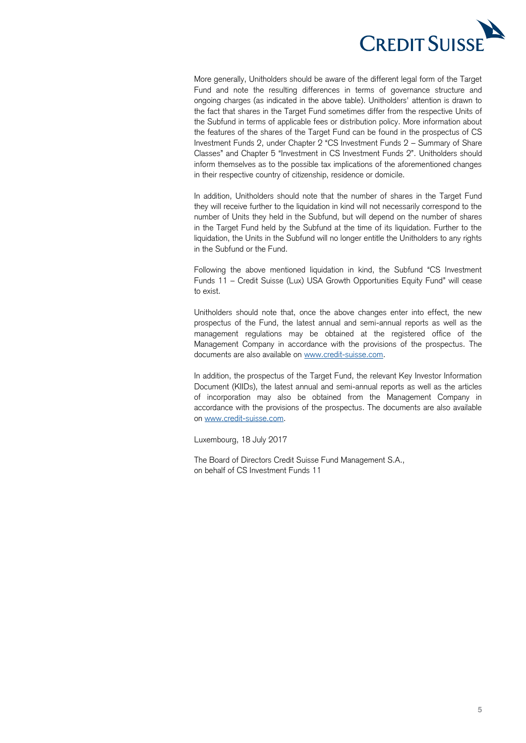More generally, Unitholders should be aware of the different legal form of the Target Fund and note the resulting differences in terms of governance structure and ongoing charges (as indicated in the above table). Unitholders' attention is drawn to the fact that shares in the Target Fund sometimes differ from the respective Units of the Subfund in terms of applicable fees or distribution policy. More information about the features of the shares of the Target Fund can be found in the prospectus of CS Investment Funds 2, under Chapter 2 "CS Investment Funds 2 – Summary of Share Classes" and Chapter 5 "Investment in CS Investment Funds 2". Unitholders should inform themselves as to the possible tax implications of the aforementioned changes in their respective country of citizenship, residence or domicile.

In addition, Unitholders should note that the number of shares in the Target Fund they will receive further to the liquidation in kind will not necessarily correspond to the number of Units they held in the Subfund, but will depend on the number of shares in the Target Fund held by the Subfund at the time of its liquidation. Further to the liquidation, the Units in the Subfund will no longer entitle the Unitholders to any rights in the Subfund or the Fund.

Following the above mentioned liquidation in kind, the Subfund "CS Investment Funds 11 – Credit Suisse (Lux) USA Growth Opportunities Equity Fund" will cease to exist.

Unitholders should note that, once the above changes enter into effect, the new prospectus of the Fund, the latest annual and semi-annual reports as well as the management regulations may be obtained at the registered office of the Management Company in accordance with the provisions of the prospectus. The documents are also available on www.credit-suisse.com.

In addition, the prospectus of the Target Fund, the relevant Key Investor Information Document (KIIDs), the latest annual and semi-annual reports as well as the articles of incorporation may also be obtained from the Management Company in accordance with the provisions of the prospectus. The documents are also available on www.credit-suisse.com.

Luxembourg, 18 July 2017

The Board of Directors Credit Suisse Fund Management S.A.,
on behalf of CS Investment Funds 11